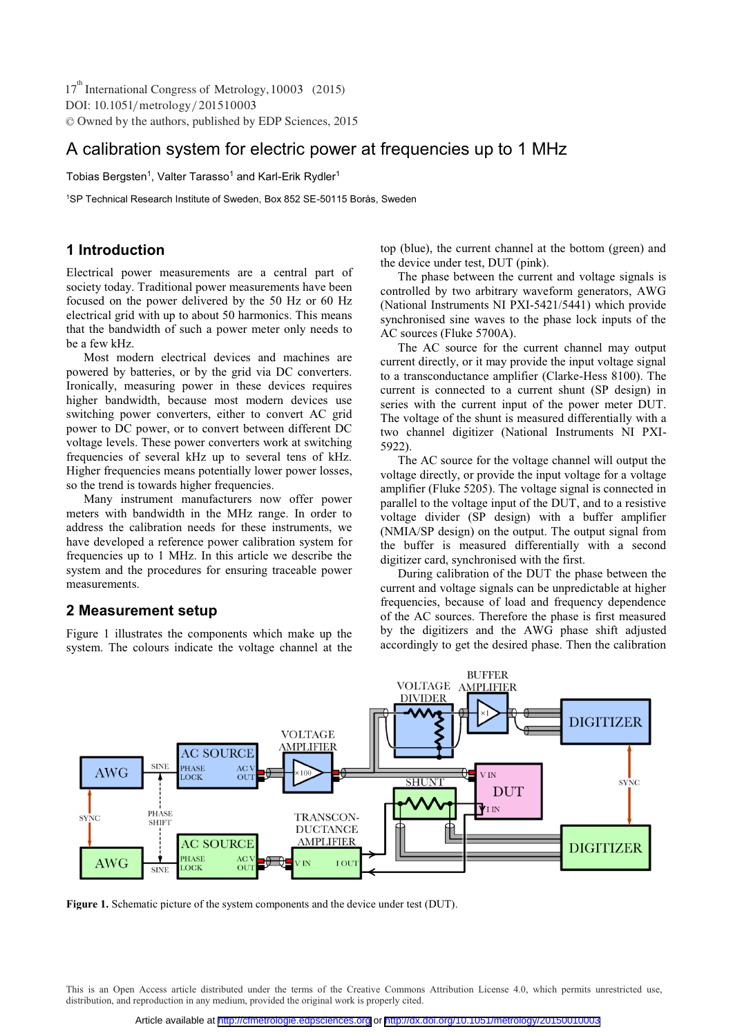# A calibration system for electric power at frequencies up to 1 MHz

Tobias Bergsten[1], Valter Tarasso[1] and Karl-Erik Rydler[1]

[1]SP Technical Research Institute of Sweden, Box 852 SE-50115 Borås, Sweden

## 1 Introduction

Electrical power measurements are a central part of society today. Traditional power measurements have been focused on the power delivered by the 50 Hz or 60 Hz electrical grid with up to about 50 harmonics. This means that the bandwidth of such a power meter only needs to be a few kHz.

Most modern electrical devices and machines are powered by batteries, or by the grid via DC converters. Ironically, measuring power in these devices requires higher bandwidth, because most modern devices use switching power converters, either to convert AC grid power to DC power, or to convert between different DC voltage levels. These power converters work at switching frequencies of several kHz up to several tens of kHz. Higher frequencies means potentially lower power losses, so the trend is towards higher frequencies.

Many instrument manufacturers now offer power meters with bandwidth in the MHz range. In order to address the calibration needs for these instruments, we have developed a reference power calibration system for frequencies up to 1 MHz. In this article we describe the system and the procedures for ensuring traceable power measurements.

## 2 Measurement setup

Figure 1 illustrates the components which make up the system. The colours indicate the voltage channel at the top (blue), the current channel at the bottom (green) and the device under test, DUT (pink).

The phase between the current and voltage signals is controlled by two arbitrary waveform generators, AWG (National Instruments NI PXI-5421/5441) which provide synchronised sine waves to the phase lock inputs of the AC sources (Fluke 5700A).

The AC source for the current channel may output current directly, or it may provide the input voltage signal to a transconductance amplifier (Clarke-Hess 8100). The current is connected to a current shunt (SP design) in series with the current input of the power meter DUT. The voltage of the shunt is measured differentially with a two channel digitizer (National Instruments NI PXI-5922).

The AC source for the voltage channel will output the voltage directly, or provide the input voltage for a voltage amplifier (Fluke 5205). The voltage signal is connected in parallel to the voltage input of the DUT, and to a resistive voltage divider (SP design) with a buffer amplifier (NMIA/SP design) on the output. The output signal from the buffer is measured differentially with a second digitizer card, synchronised with the first.

During calibration of the DUT the phase between the current and voltage signals can be unpredictable at higher frequencies, because of load and frequency dependence of the AC sources. Therefore the phase is first measured by the digitizers and the AWG phase shift adjusted accordingly to get the desired phase. Then the calibration

**Figure 1.** Schematic picture of the system components and the device under test (DUT).

This is an Open Access article distributed under the terms of the Creative Commons Attribution License 4.0, which permits unrestricted use, distribution, and reproduction in any medium, provided the original work is properly cited.

Article available at http://cfmetrologie.edpsciences.org or http://dx.doi.org/10.1051/metrology/20150010003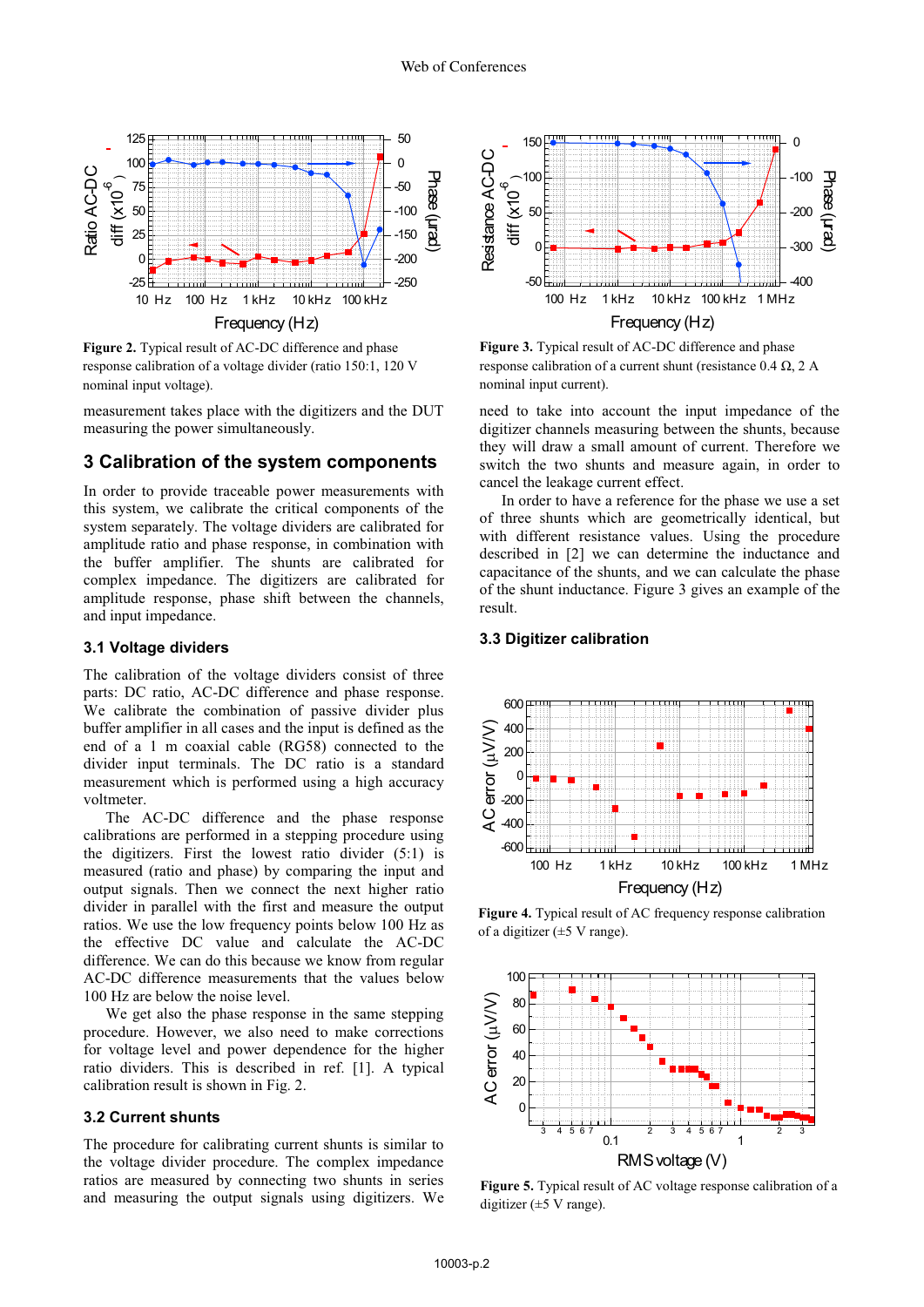**Figure 2.** Typical result of AC-DC difference and phase response calibration of a voltage divider (ratio 150:1, 120 V nominal input voltage).

**Figure 3.** Typical result of AC-DC difference and phase response calibration of a current shunt (resistance 0.4 Ω, 2 A nominal input current).

measurement takes place with the digitizers and the DUT measuring the power simultaneously.

## 3 Calibration of the system components

In order to provide traceable power measurements with this system, we calibrate the critical components of the system separately. The voltage dividers are calibrated for amplitude ratio and phase response, in combination with the buffer amplifier. The shunts are calibrated for complex impedance. The digitizers are calibrated for amplitude response, phase shift between the channels, and input impedance.

### 3.1 Voltage dividers

The calibration of the voltage dividers consist of three parts: DC ratio, AC-DC difference and phase response. We calibrate the combination of passive divider plus buffer amplifier in all cases and the input is defined as the end of a 1 m coaxial cable (RG58) connected to the divider input terminals. The DC ratio is a standard measurement which is performed using a high accuracy voltmeter.

The AC-DC difference and the phase response calibrations are performed in a stepping procedure using the digitizers. First the lowest ratio divider (5:1) is measured (ratio and phase) by comparing the input and output signals. Then we connect the next higher ratio divider in parallel with the first and measure the output ratios. We use the low frequency points below 100 Hz as the effective DC value and calculate the AC-DC difference. We can do this because we know from regular AC-DC difference measurements that the values below 100 Hz are below the noise level.

We get also the phase response in the same stepping procedure. However, we also need to make corrections for voltage level and power dependence for the higher ratio dividers. This is described in ref. [1]. A typical calibration result is shown in Fig. 2.

### 3.2 Current shunts

The procedure for calibrating current shunts is similar to the voltage divider procedure. The complex impedance ratios are measured by connecting two shunts in series and measuring the output signals using digitizers. We need to take into account the input impedance of the digitizer channels measuring between the shunts, because they will draw a small amount of current. Therefore we switch the two shunts and measure again, in order to cancel the leakage current effect.

In order to have a reference for the phase we use a set of three shunts which are geometrically identical, but with different resistance values. Using the procedure described in [2] we can determine the inductance and capacitance of the shunts, and we can calculate the phase of the shunt inductance. Figure 3 gives an example of the result.

### 3.3 Digitizer calibration

**Figure 4.** Typical result of AC frequency response calibration of a digitizer (±5 V range).

**Figure 5.** Typical result of AC voltage response calibration of a digitizer (±5 V range).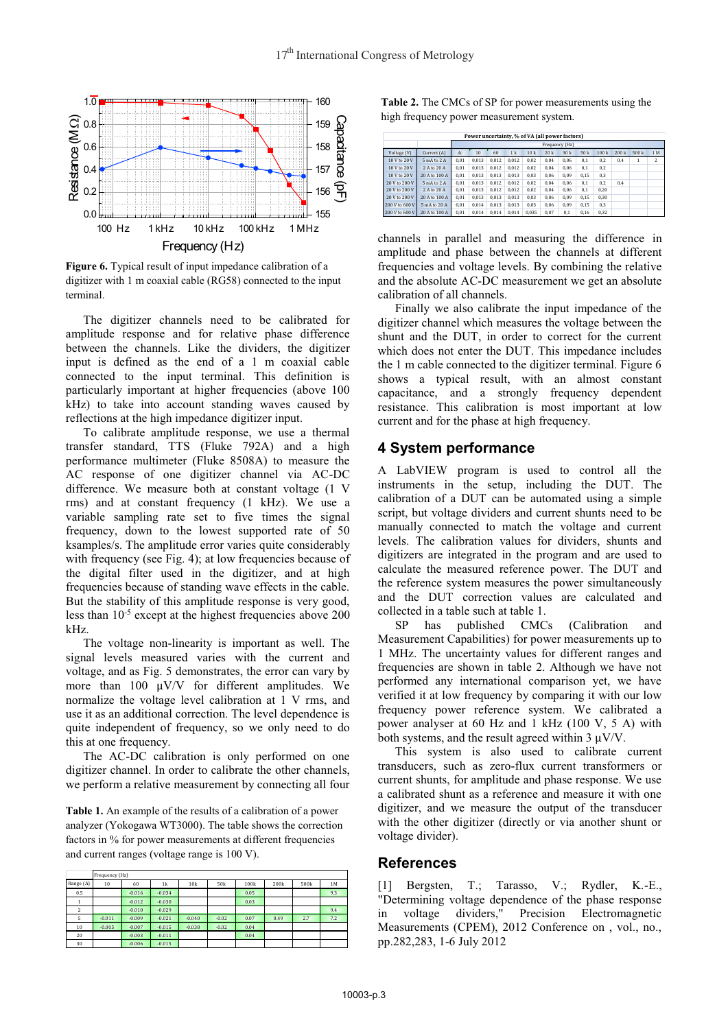**Figure 6.** Typical result of input impedance calibration of a digitizer with 1 m coaxial cable (RG58) connected to the input terminal.

The digitizer channels need to be calibrated for amplitude response and for relative phase difference between the channels. Like the dividers, the digitizer input is defined as the end of a 1 m coaxial cable connected to the input terminal. This definition is particularly important at higher frequencies (above 100 kHz) to take into account standing waves caused by reflections at the high impedance digitizer input.

To calibrate amplitude response, we use a thermal transfer standard, TTS (Fluke 792A) and a high performance multimeter (Fluke 8508A) to measure the AC response of one digitizer channel via AC-DC difference. We measure both at constant voltage (1 V rms) and at constant frequency (1 kHz). We use a variable sampling rate set to five times the signal frequency, down to the lowest supported rate of 50 ksamples/s. The amplitude error varies quite considerably with frequency (see Fig. 4); at low frequencies because of the digital filter used in the digitizer, and at high frequencies because of standing wave effects in the cable. But the stability of this amplitude response is very good, less than $10^{-5}$ except at the highest frequencies above 200 kHz.

The voltage non-linearity is important as well. The signal levels measured varies with the current and voltage, and as Fig. 5 demonstrates, the error can vary by more than 100 µV/V for different amplitudes. We normalize the voltage level calibration at 1 V rms, and use it as an additional correction. The level dependence is quite independent of frequency, so we only need to do this at one frequency.

The AC-DC calibration is only performed on one digitizer channel. In order to calibrate the other channels, we perform a relative measurement by connecting all four channels in parallel and measuring the difference in amplitude and phase between the channels at different frequencies and voltage levels. By combining the relative and the absolute AC-DC measurement we get an absolute calibration of all channels.

**Table 1.** An example of the results of a calibration of a power analyzer (Yokogawa WT3000). The table shows the correction factors in % for power measurements at different frequencies and current ranges (voltage range is 100 V).

| | Frequency (Hz) | | | | | | | | |
|---|---|---|---|---|---|---|---|---|---|
| Range (A) | 10 | 60 | 1k | 10k | 50k | 100k | 200k | 500k | 1M |
| 0.5 | | -0.016 | -0.034 | | | 0.05 | | | 9.3 |
| 1 | | -0.012 | -0.030 | | | 0.03 | | | |
| 2 | | -0.010 | -0.029 | | | | | | 9.4 |
| 5 | -0.011 | -0.009 | -0.021 | -0.040 | -0.02 | 0.07 | 0.49 | 2.7 | 7.2 |
| 10 | -0.005 | -0.007 | -0.015 | -0.038 | -0.02 | 0.04 | | | |
| 20 | | -0.003 | -0.011 | | | 0.04 | | | |
| 30 | | -0.006 | -0.015 | | | | | | |

**Table 2.** The CMCs of SP for power measurements using the high frequency power measurement system.

| Power uncertainty, % of VA (all power factors) | | | | | | | | | | | | | |
|---|---|---|---|---|---|---|---|---|---|---|---|---|---|
| | | Frequency (Hz) | | | | | | | | | | | |
| Voltage (V) | Current (A) | dc | 10 | 60 | 1 k | 10 k | 20 k | 30 k | 50 k | 100 k | 200 k | 500 k | 1 M |
| 10 V to 20 V | 5 mA to 2 A | 0,01 | 0,013 | 0,012 | 0,012 | 0,02 | 0,04 | 0,06 | 0,1 | 0,2 | 0,4 | 1 | 2 |
| 10 V to 20 V | 2 A to 20 A | 0,01 | 0,013 | 0,012 | 0,012 | 0,02 | 0,04 | 0,06 | 0,1 | 0,2 | | | |
| 10 V to 20 V | 20 A to 100 A | 0,01 | 0,013 | 0,013 | 0,013 | 0,03 | 0,06 | 0,09 | 0,15 | 0,3 | | | |
| 20 V to 200 V | 5 mA to 2 A | 0,01 | 0,013 | 0,012 | 0,012 | 0,02 | 0,04 | 0,06 | 0,1 | 0,2 | 0,4 | | |
| 20 V to 200 V | 2 A to 20 A | 0,01 | 0,013 | 0,012 | 0,012 | 0,02 | 0,04 | 0,06 | 0,1 | 0,20 | | | |
| 20 V to 200 V | 20 A to 100 A | 0,01 | 0,013 | 0,013 | 0,013 | 0,03 | 0,06 | 0,09 | 0,15 | 0,30 | | | |
| 200 V to 600 V | 5 mA to 20 A | 0,01 | 0,014 | 0,013 | 0,013 | 0,03 | 0,06 | 0,09 | 0,15 | 0,3 | | | |
| 200 V to 600 V | 20 A to 100 A | 0,01 | 0,014 | 0,014 | 0,014 | 0,035 | 0,07 | 0,1 | 0,16 | 0,32 | | | |

Finally we also calibrate the input impedance of the digitizer channel which measures the voltage between the shunt and the DUT, in order to correct for the current which does not enter the DUT. This impedance includes the 1 m cable connected to the digitizer terminal. Figure 6 shows a typical result, with an almost constant capacitance, and a strongly frequency dependent resistance. This calibration is most important at low current and for the phase at high frequency.

## 4 System performance

A LabVIEW program is used to control all the instruments in the setup, including the DUT. The calibration of a DUT can be automated using a simple script, but voltage dividers and current shunts need to be manually connected to match the voltage and current levels. The calibration values for dividers, shunts and digitizers are integrated in the program and are used to calculate the measured reference power. The DUT and the reference system measures the power simultaneously and the DUT correction values are calculated and collected in a table such at table 1.

SP has published CMCs (Calibration and Measurement Capabilities) for power measurements up to 1 MHz. The uncertainty values for different ranges and frequencies are shown in table 2. Although we have not performed any international comparison yet, we have verified it at low frequency by comparing it with our low frequency power reference system. We calibrated a power analyser at 60 Hz and 1 kHz (100 V, 5 A) with both systems, and the result agreed within 3 µV/V.

This system is also used to calibrate current transducers, such as zero-flux current transformers or current shunts, for amplitude and phase response. We use a calibrated shunt as a reference and measure it with one digitizer, and we measure the output of the transducer with the other digitizer (directly or via another shunt or voltage divider).

## References

[1] Bergsten, T.; Tarasso, V.; Rydler, K.-E., "Determining voltage dependence of the phase response in voltage dividers," Precision Electromagnetic Measurements (CPEM), 2012 Conference on , vol., no., pp.282,283, 1-6 July 2012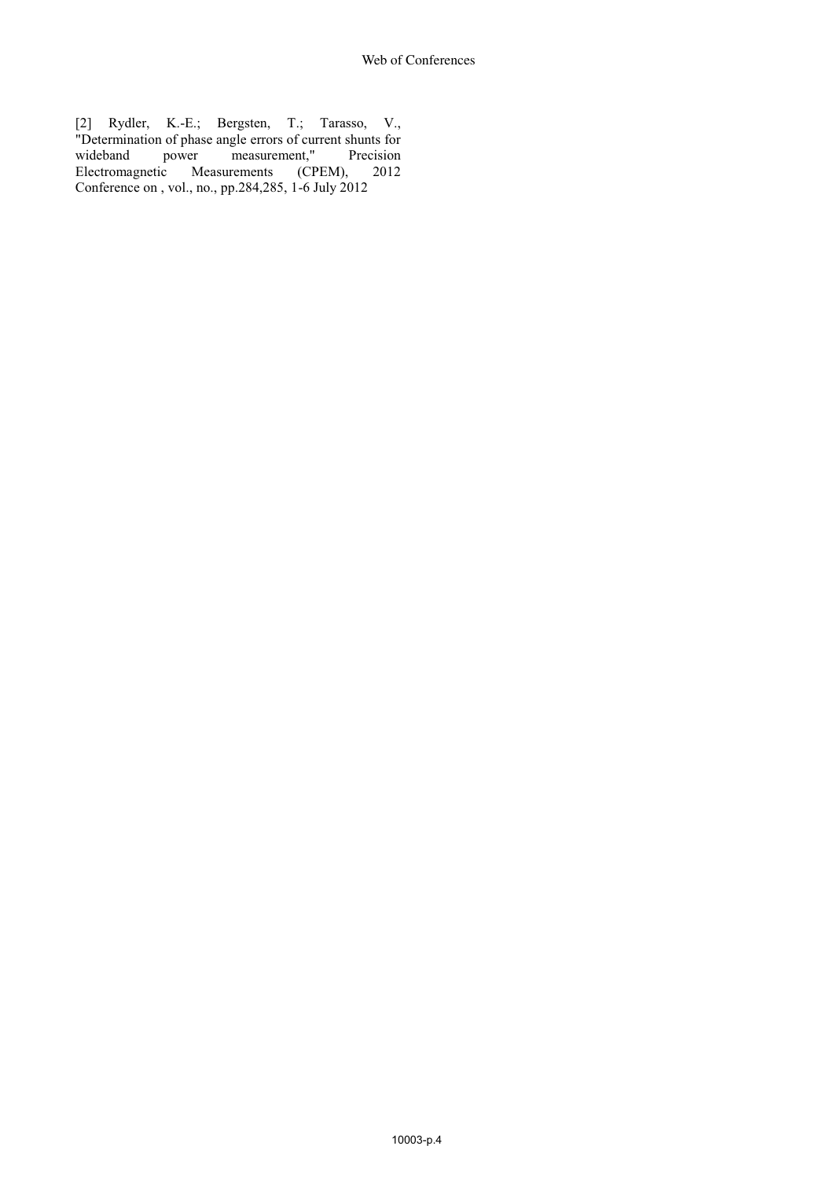[2] Rydler, K.-E.; Bergsten, T.; Tarasso, V., "Determination of phase angle errors of current shunts for wideband power measurement," Precision Electromagnetic Measurements (CPEM), 2012 Conference on , vol., no., pp.284,285, 1-6 July 2012